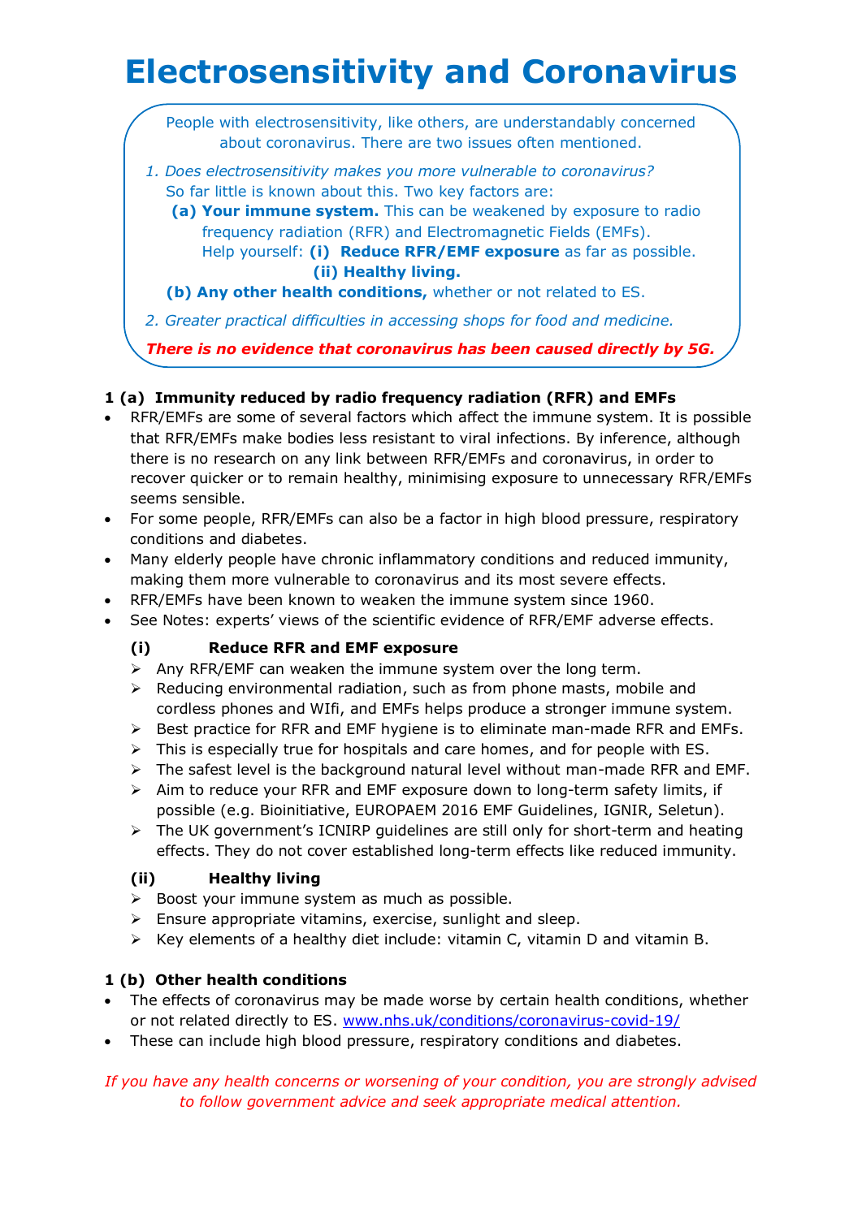# Electrosensitivity and Coronavirus

People with electrosensitivity, like others, are understandably concerned about coronavirus. There are two issues often mentioned.

*1. Does electrosensitivity makes you more vulnerable to coronavirus?*

So far little is known about this. Two key factors are:

**(a) Your immune system.** This can be weakened by exposure to radio frequency radiation (RFR) and Electromagnetic Fields (EMFs).

Help yourself: **(i) Reduce RFR/EMF exposure** as far as possible.

**(ii) Healthy living.**

**(b) Any other health conditions,** whether or not related to ES.

*2. Greater practical difficulties in accessing shops for food and medicine.*

***There is no evidence that coronavirus has been caused directly by 5G.***

### 1 (a) Immunity reduced by radio frequency radiation (RFR) and EMFs

- RFR/EMFs are some of several factors which affect the immune system. It is possible that RFR/EMFs make bodies less resistant to viral infections. By inference, although there is no research on any link between RFR/EMFs and coronavirus, in order to recover quicker or to remain healthy, minimising exposure to unnecessary RFR/EMFs seems sensible.
- For some people, RFR/EMFs can also be a factor in high blood pressure, respiratory conditions and diabetes.
- Many elderly people have chronic inflammatory conditions and reduced immunity, making them more vulnerable to coronavirus and its most severe effects.
- RFR/EMFs have been known to weaken the immune system since 1960.
- See Notes: experts' views of the scientific evidence of RFR/EMF adverse effects.

#### (i) Reduce RFR and EMF exposure

- Any RFR/EMF can weaken the immune system over the long term.
- Reducing environmental radiation, such as from phone masts, mobile and cordless phones and WIfi, and EMFs helps produce a stronger immune system.
- Best practice for RFR and EMF hygiene is to eliminate man-made RFR and EMFs.
- This is especially true for hospitals and care homes, and for people with ES.
- The safest level is the background natural level without man-made RFR and EMF.
- Aim to reduce your RFR and EMF exposure down to long-term safety limits, if possible (e.g. Bioinitiative, EUROPAEM 2016 EMF Guidelines, IGNIR, Seletun).
- The UK government's ICNIRP guidelines are still only for short-term and heating effects. They do not cover established long-term effects like reduced immunity.

#### (ii) Healthy living

- Boost your immune system as much as possible.
- Ensure appropriate vitamins, exercise, sunlight and sleep.
- Key elements of a healthy diet include: vitamin C, vitamin D and vitamin B.

### 1 (b) Other health conditions

- The effects of coronavirus may be made worse by certain health conditions, whether or not related directly to ES. www.nhs.uk/conditions/coronavirus-covid-19/
- These can include high blood pressure, respiratory conditions and diabetes.

*If you have any health concerns or worsening of your condition, you are strongly advised to follow government advice and seek appropriate medical attention.*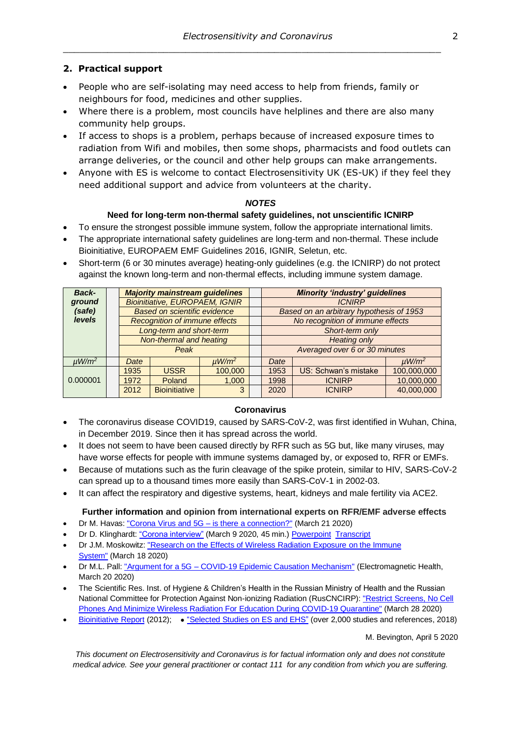## 2. Practical support

- People who are self-isolating may need access to help from friends, family or neighbours for food, medicines and other supplies.
- Where there is a problem, most councils have helplines and there are also many community help groups.
- If access to shops is a problem, perhaps because of increased exposure times to radiation from Wifi and mobiles, then some shops, pharmacists and food outlets can arrange deliveries, or the council and other help groups can make arrangements.
- Anyone with ES is welcome to contact Electrosensitivity UK (ES-UK) if they feel they need additional support and advice from volunteers at the charity.

### *NOTES*

### Need for long-term non-thermal safety guidelines, not unscientific ICNIRP

- To ensure the strongest possible immune system, follow the appropriate international limits.
- The appropriate international safety guidelines are long-term and non-thermal. These include Bioinitiative, EUROPAEM EMF Guidelines 2016, IGNIR, Seletun, etc.
- Short-term (6 or 30 minutes average) heating-only guidelines (e.g. the ICNIRP) do not protect against the known long-term and non-thermal effects, including immune system damage.

| ***Back-ground (safe) levels*** | ***Majority mainstream guidelines*** | | | ***Minority 'industry' guidelines*** | | |
|---|---|---|---|---|---|---|
| | *Bioinitiative, EUROPAEM, IGNIR* | | | *ICNIRP* | | |
| | *Based on scientific evidence* | | | *Based on an arbitrary hypothesis of 1953* | | |
| | *Recognition of immune effects* | | | *No recognition of immune effects* | | |
| | *Long-term and short-term* | | | *Short-term only* | | |
| | *Non-thermal and heating* | | | *Heating only* | | |
| | *Peak* | | | *Averaged over 6 or 30 minutes* | | |
| *$\mu W/m^2$* | *Date* | | *$\mu W/m^2$* | *Date* | | *$\mu W/m^2$* |
| | 1935 | USSR | 100,000 | 1953 | US: Schwan's mistake | 100,000,000 |
| 0.000001 | 1972 | Poland | 1,000 | 1998 | ICNIRP | 10,000,000 |
| | 2012 | Bioinitiative | 3 | 2020 | ICNIRP | 40,000,000 |

### Coronavirus

- The coronavirus disease COVID19, caused by SARS-CoV-2, was first identified in Wuhan, China, in December 2019. Since then it has spread across the world.
- It does not seem to have been caused directly by RFR such as 5G but, like many viruses, may have worse effects for people with immune systems damaged by, or exposed to, RFR or EMFs.
- Because of mutations such as the furin cleavage of the spike protein, similar to HIV, SARS-CoV-2 can spread up to a thousand times more easily than SARS-CoV-1 in 2002-03.
- It can affect the respiratory and digestive systems, heart, kidneys and male fertility via ACE2.

### Further information and opinion from international experts on RFR/EMF adverse effects

- Dr M. Havas: "Corona Virus and 5G – is there a connection?" (March 21 2020)
- Dr D. Klinghardt: "Corona interview" (March 9 2020, 45 min.) Powerpoint Transcript
- Dr J.M. Moskowitz: "Research on the Effects of Wireless Radiation Exposure on the Immune System" (March 18 2020)
- Dr M.L. Pall: "Argument for a 5G – COVID-19 Epidemic Causation Mechanism" (Electromagnetic Health, March 20 2020)
- The Scientific Res. Inst. of Hygiene & Children's Health in the Russian Ministry of Health and the Russian National Committee for Protection Against Non-ionizing Radiation (RusCNCIRP): "Restrict Screens, No Cell Phones And Minimize Wireless Radiation For Education During COVID-19 Quarantine" (March 28 2020)
- Bioinitiative Report (2012); • "Selected Studies on ES and EHS" (over 2,000 studies and references, 2018)

M. Bevington, April 5 2020

*This document on Electrosensitivity and Coronavirus is for factual information only and does not constitute medical advice. See your general practitioner or contact 111 for any condition from which you are suffering.*